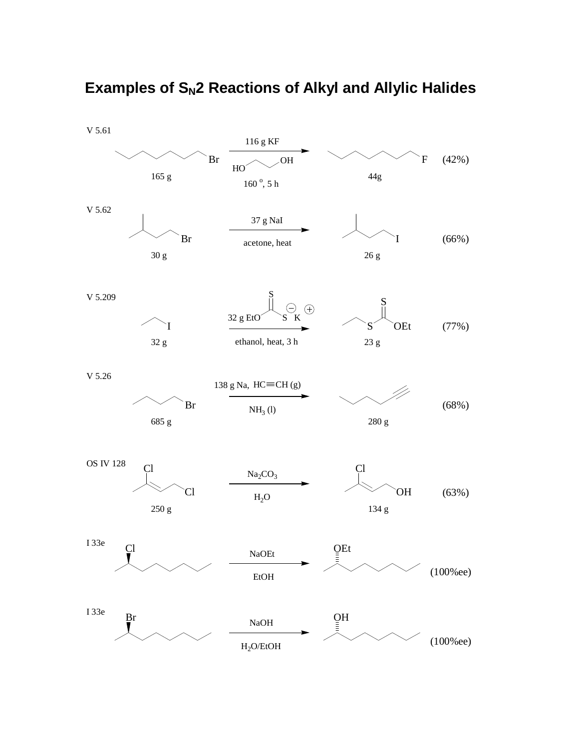# Examples of $S_N2$ Reactions of Alkyl and Allylic Halides

V 5.61

1-bromooctane (165 g) → 116 g KF, HOCH$_2$CH$_2$OH, 160 °, 5 h → 1-fluorooctane (44g) (42%)

V 5.62

1-bromo-3-methylbutane (30 g) → 37 g NaI, acetone, heat → 1-iodo-3-methylbutane (26 g) (66%)

V 5.209

EtI (32 g) → 32 g EtOC(=S)S$^-$ K$^+$, ethanol, heat, 3 h → EtSC(=S)OEt (23 g) (77%)

V 5.26

1-bromobutane (685 g) → 138 g Na, HC≡CH (g), $NH_3$ (l) → 1-hexyne (280 g) (68%)

OS IV 128

1,3-dichloro-2-butene (250 g) → $Na_2CO_3$, $H_2O$ → 3-chloro-2-buten-1-ol (134 g) (63%)

I 33e

2-chlorononane → NaOEt, EtOH → 2-ethoxynonane (inverted configuration) (100%ee)

I 33e

2-bromononane → NaOH, $H_2O$/EtOH → 2-nonanol (inverted configuration) (100%ee)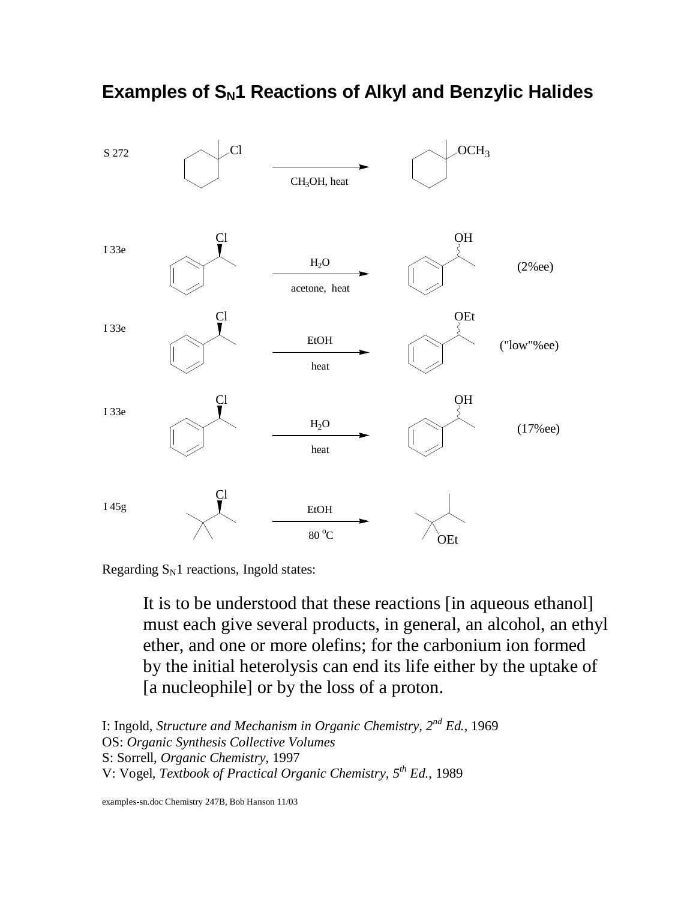# Examples of $S_N1$ Reactions of Alkyl and Benzylic Halides

S 272

$CH_3OH$, heat

I 33e

$H_2O$

acetone, heat

(2%ee)

I 33e

EtOH

heat

("low"%ee)

I 33e

$H_2O$

heat

(17%ee)

I 45g

EtOH

80 °C

Regarding $S_N1$ reactions, Ingold states:

> It is to be understood that these reactions [in aqueous ethanol] must each give several products, in general, an alcohol, an ethyl ether, and one or more olefins; for the carbonium ion formed by the initial heterolysis can end its life either by the uptake of [a nucleophile] or by the loss of a proton.

I: Ingold, *Structure and Mechanism in Organic Chemistry, 2nd Ed.*, 1969
OS: *Organic Synthesis Collective Volumes*
S: Sorrell, *Organic Chemistry*, 1997
V: Vogel, *Textbook of Practical Organic Chemistry, 5th Ed.*, 1989

examples-sn.doc Chemistry 247B, Bob Hanson 11/03